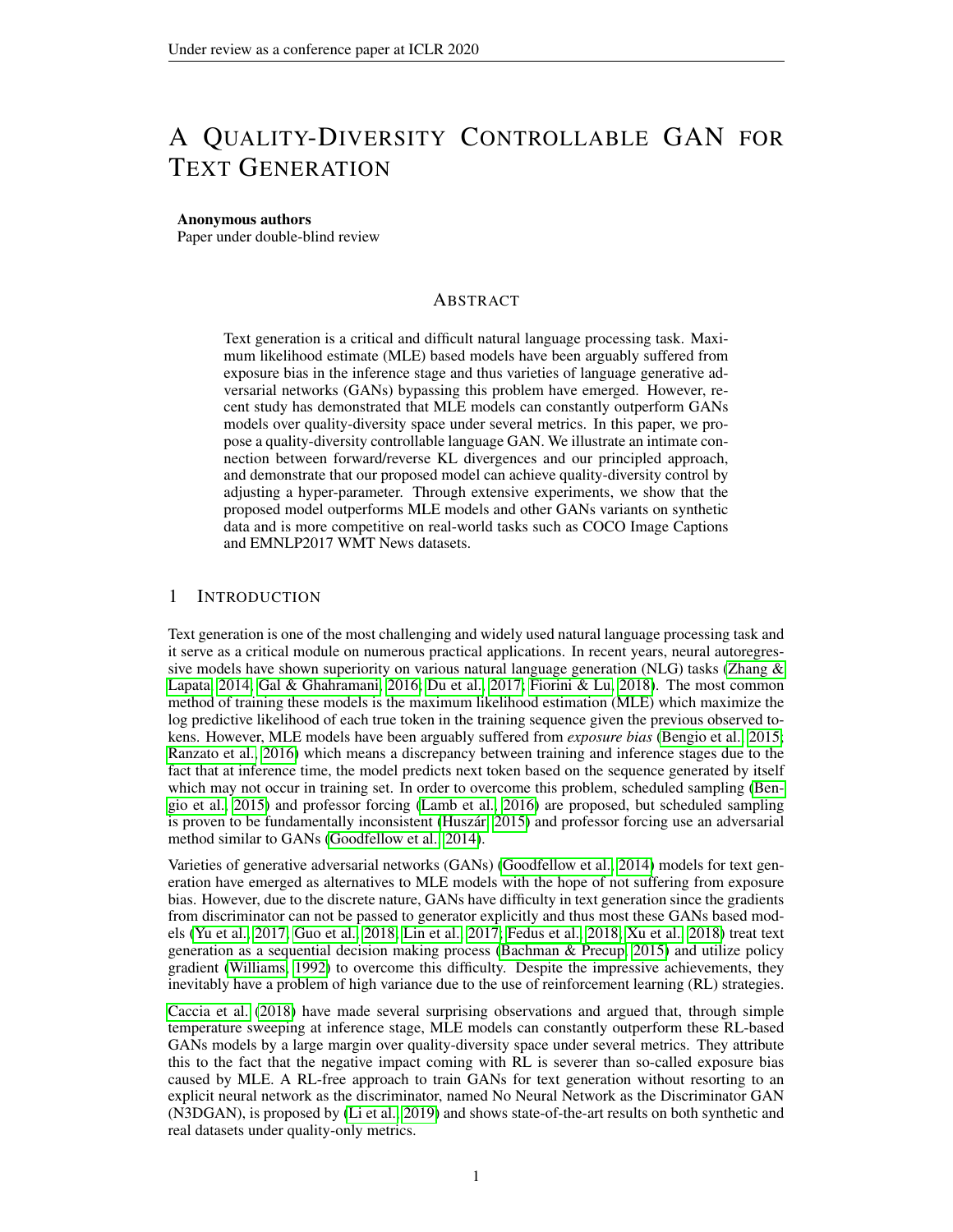# A Quality-Diversity Controllable GAN for Text Generation

**Anonymous authors**
Paper under double-blind review

## Abstract

Text generation is a critical and difficult natural language processing task. Maximum likelihood estimate (MLE) based models have been arguably suffered from exposure bias in the inference stage and thus varieties of language generative adversarial networks (GANs) bypassing this problem have emerged. However, recent study has demonstrated that MLE models can constantly outperform GANs models over quality-diversity space under several metrics. In this paper, we propose a quality-diversity controllable language GAN. We illustrate an intimate connection between forward/reverse KL divergences and our principled approach, and demonstrate that our proposed model can achieve quality-diversity control by adjusting a hyper-parameter. Through extensive experiments, we show that the proposed model outperforms MLE models and other GANs variants on synthetic data and is more competitive on real-world tasks such as COCO Image Captions and EMNLP2017 WMT News datasets.

## 1 Introduction

Text generation is one of the most challenging and widely used natural language processing task and it serve as a critical module on numerous practical applications. In recent years, neural autoregressive models have shown superiority on various natural language generation (NLG) tasks (Zhang & Lapata, 2014; Gal & Ghahramani, 2016; Du et al., 2017; Fiorini & Lu, 2018). The most common method of training these models is the maximum likelihood estimation (MLE) which maximize the log predictive likelihood of each true token in the training sequence given the previous observed tokens. However, MLE models have been arguably suffered from *exposure bias* (Bengio et al., 2015; Ranzato et al., 2016) which means a discrepancy between training and inference stages due to the fact that at inference time, the model predicts next token based on the sequence generated by itself which may not occur in training set. In order to overcome this problem, scheduled sampling (Bengio et al., 2015) and professor forcing (Lamb et al., 2016) are proposed, but scheduled sampling is proven to be fundamentally inconsistent (Huszár, 2015) and professor forcing use an adversarial method similar to GANs (Goodfellow et al., 2014).

Varieties of generative adversarial networks (GANs) (Goodfellow et al., 2014) models for text generation have emerged as alternatives to MLE models with the hope of not suffering from exposure bias. However, due to the discrete nature, GANs have difficulty in text generation since the gradients from discriminator can not be passed to generator explicitly and thus most these GANs based models (Yu et al., 2017; Guo et al., 2018; Lin et al., 2017; Fedus et al., 2018; Xu et al., 2018) treat text generation as a sequential decision making process (Bachman & Precup, 2015) and utilize policy gradient (Williams, 1992) to overcome this difficulty. Despite the impressive achievements, they inevitably have a problem of high variance due to the use of reinforcement learning (RL) strategies.

Caccia et al. (2018) have made several surprising observations and argued that, through simple temperature sweeping at inference stage, MLE models can constantly outperform these RL-based GANs models by a large margin over quality-diversity space under several metrics. They attribute this to the fact that the negative impact coming with RL is severer than so-called exposure bias caused by MLE. A RL-free approach to train GANs for text generation without resorting to an explicit neural network as the discriminator, named No Neural Network as the Discriminator GAN (N3DGAN), is proposed by (Li et al., 2019) and shows state-of-the-art results on both synthetic and real datasets under quality-only metrics.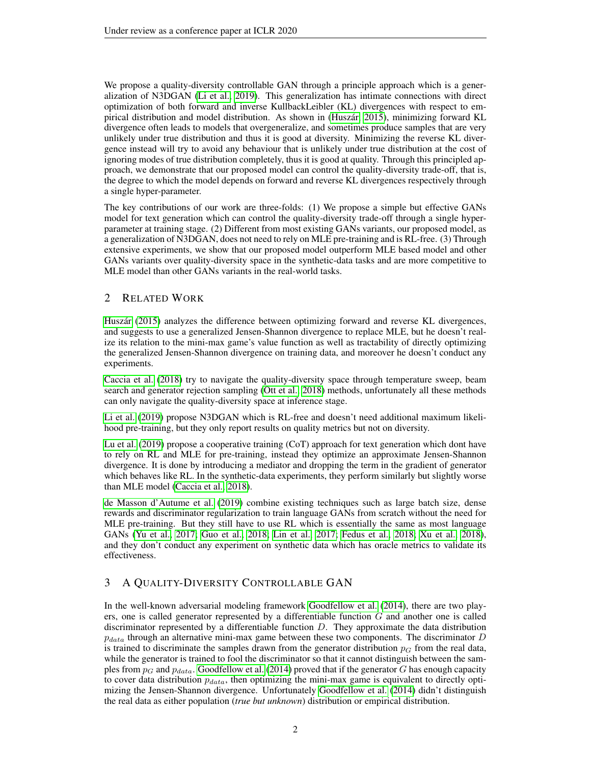We propose a quality-diversity controllable GAN through a principle approach which is a generalization of N3DGAN (Li et al., 2019). This generalization has intimate connections with direct optimization of both forward and inverse KullbackLeibler (KL) divergences with respect to empirical distribution and model distribution. As shown in (Huszár, 2015), minimizing forward KL divergence often leads to models that overgeneralize, and sometimes produce samples that are very unlikely under true distribution and thus it is good at diversity. Minimizing the reverse KL divergence instead will try to avoid any behaviour that is unlikely under true distribution at the cost of ignoring modes of true distribution completely, thus it is good at quality. Through this principled approach, we demonstrate that our proposed model can control the quality-diversity trade-off, that is, the degree to which the model depends on forward and reverse KL divergences respectively through a single hyper-parameter.

The key contributions of our work are three-folds: (1) We propose a simple but effective GANs model for text generation which can control the quality-diversity trade-off through a single hyper-parameter at training stage. (2) Different from most existing GANs variants, our proposed model, as a generalization of N3DGAN, does not need to rely on MLE pre-training and is RL-free. (3) Through extensive experiments, we show that our proposed model outperform MLE based model and other GANs variants over quality-diversity space in the synthetic-data tasks and are more competitive to MLE model than other GANs variants in the real-world tasks.

## 2 Related Work

Huszár (2015) analyzes the difference between optimizing forward and reverse KL divergences, and suggests to use a generalized Jensen-Shannon divergence to replace MLE, but he doesn't realize its relation to the mini-max game's value function as well as tractability of directly optimizing the generalized Jensen-Shannon divergence on training data, and moreover he doesn't conduct any experiments.

Caccia et al. (2018) try to navigate the quality-diversity space through temperature sweep, beam search and generator rejection sampling (Ott et al., 2018) methods, unfortunately all these methods can only navigate the quality-diversity space at inference stage.

Li et al. (2019) propose N3DGAN which is RL-free and doesn't need additional maximum likelihood pre-training, but they only report results on quality metrics but not on diversity.

Lu et al. (2019) propose a cooperative training (CoT) approach for text generation which dont have to rely on RL and MLE for pre-training, instead they optimize an approximate Jensen-Shannon divergence. It is done by introducing a mediator and dropping the term in the gradient of generator which behaves like RL. In the synthetic-data experiments, they perform similarly but slightly worse than MLE model (Caccia et al., 2018).

de Masson d'Autume et al. (2019) combine existing techniques such as large batch size, dense rewards and discriminator regularization to train language GANs from scratch without the need for MLE pre-training. But they still have to use RL which is essentially the same as most language GANs (Yu et al., 2017; Guo et al., 2018; Lin et al., 2017; Fedus et al., 2018; Xu et al., 2018), and they don't conduct any experiment on synthetic data which has oracle metrics to validate its effectiveness.

## 3 A Quality-Diversity Controllable GAN

In the well-known adversarial modeling framework Goodfellow et al. (2014), there are two players, one is called generator represented by a differentiable function $G$ and another one is called discriminator represented by a differentiable function $D$. They approximate the data distribution $p_{data}$ through an alternative mini-max game between these two components. The discriminator $D$ is trained to discriminate the samples drawn from the generator distribution $p_G$ from the real data, while the generator is trained to fool the discriminator so that it cannot distinguish between the samples from $p_G$ and $p_{data}$. Goodfellow et al. (2014) proved that if the generator $G$ has enough capacity to cover data distribution $p_{data}$, then optimizing the mini-max game is equivalent to directly optimizing the Jensen-Shannon divergence. Unfortunately Goodfellow et al. (2014) didn't distinguish the real data as either population (*true but unknown*) distribution or empirical distribution.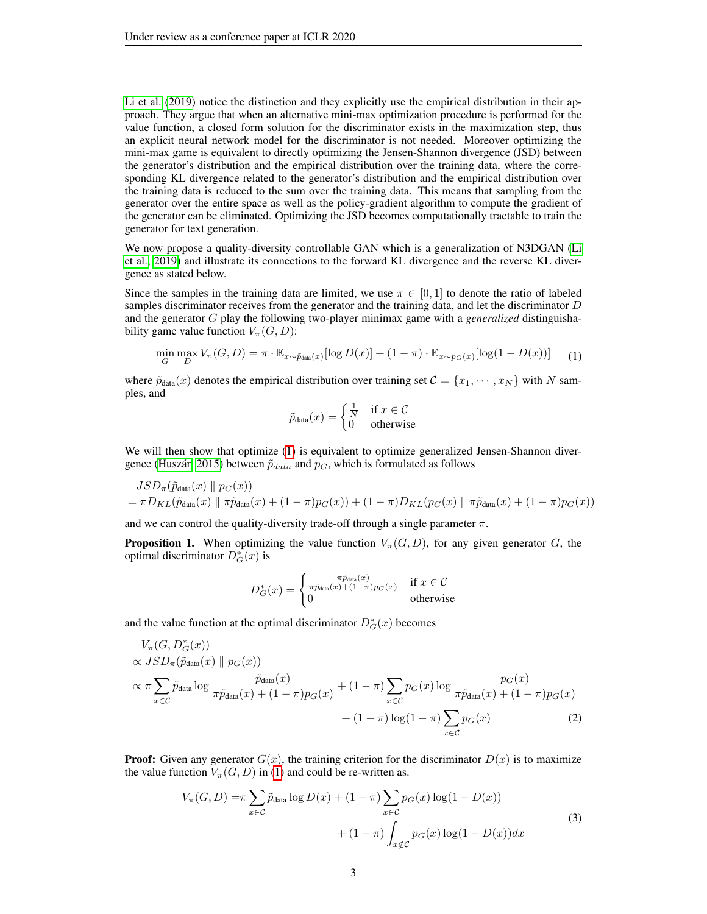Li et al. (2019) notice the distinction and they explicitly use the empirical distribution in their approach. They argue that when an alternative mini-max optimization procedure is performed for the value function, a closed form solution for the discriminator exists in the maximization step, thus an explicit neural network model for the discriminator is not needed. Moreover optimizing the mini-max game is equivalent to directly optimizing the Jensen-Shannon divergence (JSD) between the generator's distribution and the empirical distribution over the training data, where the corresponding KL divergence related to the generator's distribution and the empirical distribution over the training data is reduced to the sum over the training data. This means that sampling from the generator over the entire space as well as the policy-gradient algorithm to compute the gradient of the generator can be eliminated. Optimizing the JSD becomes computationally tractable to train the generator for text generation.

We now propose a quality-diversity controllable GAN which is a generalization of N3DGAN (Li et al., 2019) and illustrate its connections to the forward KL divergence and the reverse KL divergence as stated below.

Since the samples in the training data are limited, we use $\pi \in [0, 1]$ to denote the ratio of labeled samples discriminator receives from the generator and the training data, and let the discriminator $D$ and the generator $G$ play the following two-player minimax game with a *generalized* distinguishability game value function $V_\pi(G, D)$:

$$\min_G \max_D V_\pi(G, D) = \pi \cdot \mathbb{E}_{x \sim \tilde{p}_{\text{data}}(x)}[\log D(x)] + (1 - \pi) \cdot \mathbb{E}_{x \sim p_G(x)}[\log(1 - D(x))] \tag{1}$$

where $\tilde{p}_{\text{data}}(x)$ denotes the empirical distribution over training set $\mathcal{C} = \{x_1, \cdots, x_N\}$ with $N$ samples, and

$$\tilde{p}_{\text{data}}(x) = \begin{cases} \frac{1}{N} & \text{if } x \in \mathcal{C} \\ 0 & \text{otherwise} \end{cases}$$

We will then show that optimize (1) is equivalent to optimize generalized Jensen-Shannon divergence (Huszár, 2015) between $\tilde{p}_{data}$ and $p_G$, which is formulated as follows

$$\begin{aligned} &JSD_\pi(\tilde{p}_{\text{data}}(x) \parallel p_G(x)) \\ &= \pi D_{KL}(\tilde{p}_{\text{data}}(x) \parallel \pi \tilde{p}_{\text{data}}(x) + (1 - \pi) p_G(x)) + (1 - \pi) D_{KL}(p_G(x) \parallel \pi \tilde{p}_{\text{data}}(x) + (1 - \pi) p_G(x)) \end{aligned}$$

and we can control the quality-diversity trade-off through a single parameter $\pi$.

**Proposition 1.** When optimizing the value function $V_\pi(G, D)$, for any given generator $G$, the optimal discriminator $D^*_G(x)$ is

$$D^*_G(x) = \begin{cases} \frac{\pi \tilde{p}_{\text{data}}(x)}{\pi \tilde{p}_{\text{data}}(x) + (1 - \pi) p_G(x)} & \text{if } x \in \mathcal{C} \\ 0 & \text{otherwise} \end{cases}$$

and the value function at the optimal discriminator $D^*_G(x)$ becomes

$$\begin{aligned} &V_\pi(G, D^*_G(x)) \\ &\propto JSD_\pi(\tilde{p}_{\text{data}}(x) \parallel p_G(x)) \\ &\propto \pi \sum_{x \in \mathcal{C}} \tilde{p}_{\text{data}} \log \frac{\tilde{p}_{\text{data}}(x)}{\pi \tilde{p}_{\text{data}}(x) + (1 - \pi) p_G(x)} + (1 - \pi) \sum_{x \in \mathcal{C}} p_G(x) \log \frac{p_G(x)}{\pi \tilde{p}_{\text{data}}(x) + (1 - \pi) p_G(x)} \\ &\qquad + (1 - \pi) \log(1 - \pi) \sum_{x \in \mathcal{C}} p_G(x) \end{aligned} \tag{2}$$

**Proof:** Given any generator $G(x)$, the training criterion for the discriminator $D(x)$ is to maximize the value function $V_\pi(G, D)$ in (1) and could be re-written as.

$$\begin{aligned} V_\pi(G, D) = &\pi \sum_{x \in \mathcal{C}} \tilde{p}_{\text{data}} \log D(x) + (1 - \pi) \sum_{x \in \mathcal{C}} p_G(x) \log(1 - D(x)) \\ &+ (1 - \pi) \int_{x \notin \mathcal{C}} p_G(x) \log(1 - D(x)) dx \end{aligned} \tag{3}$$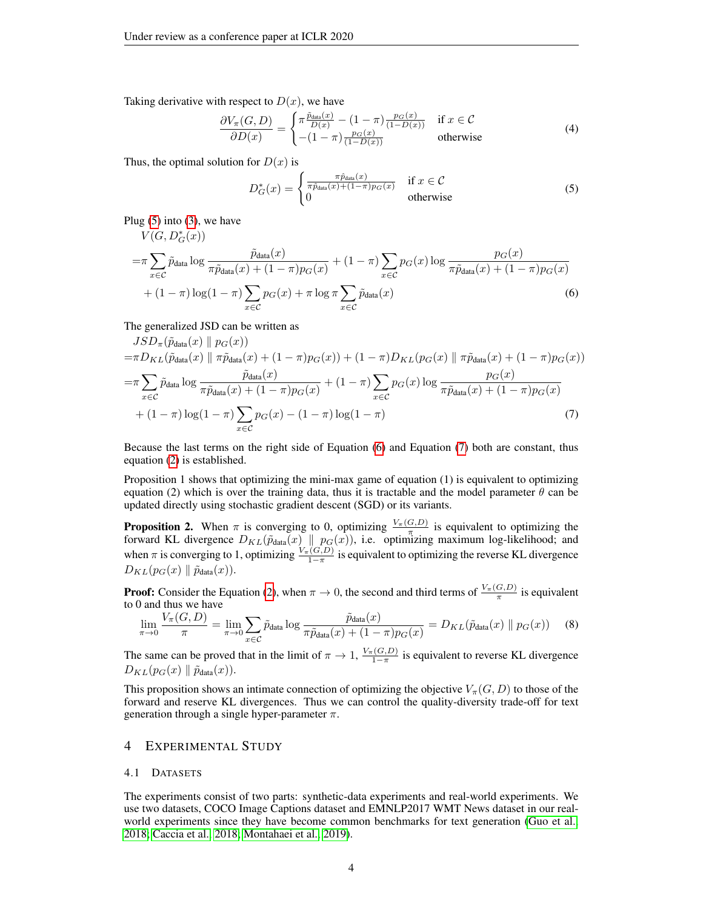Taking derivative with respect to $D(x)$, we have

$$\frac{\partial V_\pi(G,D)}{\partial D(x)} = \begin{cases} \pi \frac{\tilde{p}_{\text{data}}(x)}{D(x)} - (1-\pi)\frac{p_G(x)}{(1-D(x))} & \text{if } x \in \mathcal{C} \\ -(1-\pi)\frac{p_G(x)}{(1-D(x))} & \text{otherwise} \end{cases} \tag{4}$$

Thus, the optimal solution for $D(x)$ is

$$D_G^*(x) = \begin{cases} \frac{\pi \hat{p}_{\text{data}}(x)}{\pi \hat{p}_{\text{data}}(x) + (1-\pi) p_G(x)} & \text{if } x \in \mathcal{C} \\ 0 & \text{otherwise} \end{cases} \tag{5}$$

Plug (5) into (3), we have

$$\begin{aligned} & V(G, D_G^*(x)) \\ =& \pi \sum_{x \in \mathcal{C}} \tilde{p}_{\text{data}} \log \frac{\tilde{p}_{\text{data}}(x)}{\pi \tilde{p}_{\text{data}}(x) + (1-\pi) p_G(x)} + (1-\pi) \sum_{x \in \mathcal{C}} p_G(x) \log \frac{p_G(x)}{\pi \tilde{p}_{\text{data}}(x) + (1-\pi) p_G(x)} \\ & + (1-\pi)\log(1-\pi) \sum_{x \in \mathcal{C}} p_G(x) + \pi \log \pi \sum_{x \in \mathcal{C}} \tilde{p}_{\text{data}}(x) \end{aligned} \tag{6}$$

The generalized JSD can be written as

$$\begin{aligned} & JSD_\pi(\tilde{p}_{\text{data}}(x) \parallel p_G(x)) \\ =& \pi D_{KL}(\tilde{p}_{\text{data}}(x) \parallel \pi \tilde{p}_{\text{data}}(x) + (1-\pi) p_G(x)) + (1-\pi) D_{KL}(p_G(x) \parallel \pi \tilde{p}_{\text{data}}(x) + (1-\pi) p_G(x)) \\ =& \pi \sum_{x \in \mathcal{C}} \tilde{p}_{\text{data}} \log \frac{\tilde{p}_{\text{data}}(x)}{\pi \tilde{p}_{\text{data}}(x) + (1-\pi) p_G(x)} + (1-\pi) \sum_{x \in \mathcal{C}} p_G(x) \log \frac{p_G(x)}{\pi \tilde{p}_{\text{data}}(x) + (1-\pi) p_G(x)} \\ & + (1-\pi)\log(1-\pi) \sum_{x \in \mathcal{C}} p_G(x) - (1-\pi)\log(1-\pi) \end{aligned} \tag{7}$$

Because the last terms on the right side of Equation (6) and Equation (7) both are constant, thus equation (2) is established.

Proposition 1 shows that optimizing the mini-max game of equation (1) is equivalent to optimizing equation (2) which is over the training data, thus it is tractable and the model parameter $\theta$ can be updated directly using stochastic gradient descent (SGD) or its variants.

**Proposition 2.** When $\pi$ is converging to 0, optimizing $\frac{V_\pi(G,D)}{\pi}$ is equivalent to optimizing the forward KL divergence $D_{KL}(\tilde{p}_{\text{data}}(x) \parallel p_G(x))$, i.e. optimizing maximum log-likelihood; and when $\pi$ is converging to 1, optimizing $\frac{V_\pi(G,D)}{1-\pi}$ is equivalent to optimizing the reverse KL divergence $D_{KL}(p_G(x) \parallel \tilde{p}_{\text{data}}(x))$.

**Proof:** Consider the Equation (2), when $\pi \to 0$, the second and third terms of $\frac{V_\pi(G,D)}{\pi}$ is equivalent to 0 and thus we have

$$\lim_{\pi \to 0} \frac{V_\pi(G,D)}{\pi} = \lim_{\pi \to 0} \sum_{x \in \mathcal{C}} \tilde{p}_{\text{data}} \log \frac{\tilde{p}_{\text{data}}(x)}{\pi \tilde{p}_{\text{data}}(x) + (1-\pi) p_G(x)} = D_{KL}(\tilde{p}_{\text{data}}(x) \parallel p_G(x)) \tag{8}$$

The same can be proved that in the limit of $\pi \to 1$, $\frac{V_\pi(G,D)}{1-\pi}$ is equivalent to reverse KL divergence $D_{KL}(p_G(x) \parallel \tilde{p}_{\text{data}}(x))$.

This proposition shows an intimate connection of optimizing the objective $V_\pi(G,D)$ to those of the forward and reserve KL divergences. Thus we can control the quality-diversity trade-off for text generation through a single hyper-parameter $\pi$.

## 4 Experimental Study

### 4.1 Datasets

The experiments consist of two parts: synthetic-data experiments and real-world experiments. We use two datasets, COCO Image Captions dataset and EMNLP2017 WMT News dataset in our real-world experiments since they have become common benchmarks for text generation (Guo et al., 2018; Caccia et al., 2018; Montahaei et al., 2019).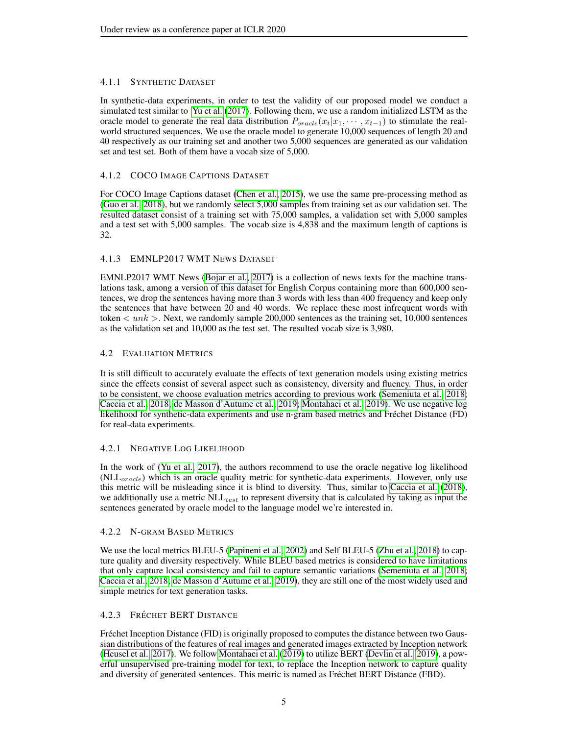#### 4.1.1 Synthetic Dataset

In synthetic-data experiments, in order to test the validity of our proposed model we conduct a simulated test similar to Yu et al. (2017). Following them, we use a random initialized LSTM as the oracle model to generate the real data distribution $P_{oracle}(x_t|x_1, \cdots, x_{t-1})$ to stimulate the real-world structured sequences. We use the oracle model to generate 10,000 sequences of length 20 and 40 respectively as our training set and another two 5,000 sequences are generated as our validation set and test set. Both of them have a vocab size of 5,000.

#### 4.1.2 COCO Image Captions Dataset

For COCO Image Captions dataset (Chen et al., 2015), we use the same pre-processing method as (Guo et al., 2018), but we randomly select 5,000 samples from training set as our validation set. The resulted dataset consist of a training set with 75,000 samples, a validation set with 5,000 samples and a test set with 5,000 samples. The vocab size is 4,838 and the maximum length of captions is 32.

#### 4.1.3 EMNLP2017 WMT News Dataset

EMNLP2017 WMT News (Bojar et al., 2017) is a collection of news texts for the machine translations task, among a version of this dataset for English Corpus containing more than 600,000 sentences, we drop the sentences having more than 3 words with less than 400 frequency and keep only the sentences that have between 20 and 40 words. We replace these most infrequent words with token $< unk >$. Next, we randomly sample 200,000 sentences as the training set, 10,000 sentences as the validation set and 10,000 as the test set. The resulted vocab size is 3,980.

### 4.2 Evaluation Metrics

It is still difficult to accurately evaluate the effects of text generation models using existing metrics since the effects consist of several aspect such as consistency, diversity and fluency. Thus, in order to be consistent, we choose evaluation metrics according to previous work (Semeniuta et al., 2018; Caccia et al., 2018; de Masson d'Autume et al., 2019; Montahaei et al., 2019). We use negative log likelihood for synthetic-data experiments and use n-gram based metrics and Fréchet Distance (FD) for real-data experiments.

#### 4.2.1 Negative Log Likelihood

In the work of (Yu et al., 2017), the authors recommend to use the oracle negative log likelihood ($\text{NLL}_{oracle}$) which is an oracle quality metric for synthetic-data experiments. However, only use this metric will be misleading since it is blind to diversity. Thus, similar to Caccia et al. (2018), we additionally use a metric $\text{NLL}_{test}$ to represent diversity that is calculated by taking as input the sentences generated by oracle model to the language model we're interested in.

#### 4.2.2 N-gram Based Metrics

We use the local metrics BLEU-5 (Papineni et al., 2002) and Self BLEU-5 (Zhu et al., 2018) to capture quality and diversity respectively. While BLEU based metrics is considered to have limitations that only capture local consistency and fail to capture semantic variations (Semeniuta et al., 2018; Caccia et al., 2018; de Masson d'Autume et al., 2019), they are still one of the most widely used and simple metrics for text generation tasks.

#### 4.2.3 Fréchet BERT Distance

Fréchet Inception Distance (FID) is originally proposed to computes the distance between two Gaussian distributions of the features of real images and generated images extracted by Inception network (Heusel et al., 2017). We follow Montahaei et al. (2019) to utilize BERT (Devlin et al., 2019), a powerful unsupervised pre-training model for text, to replace the Inception network to capture quality and diversity of generated sentences. This metric is named as Fréchet BERT Distance (FBD).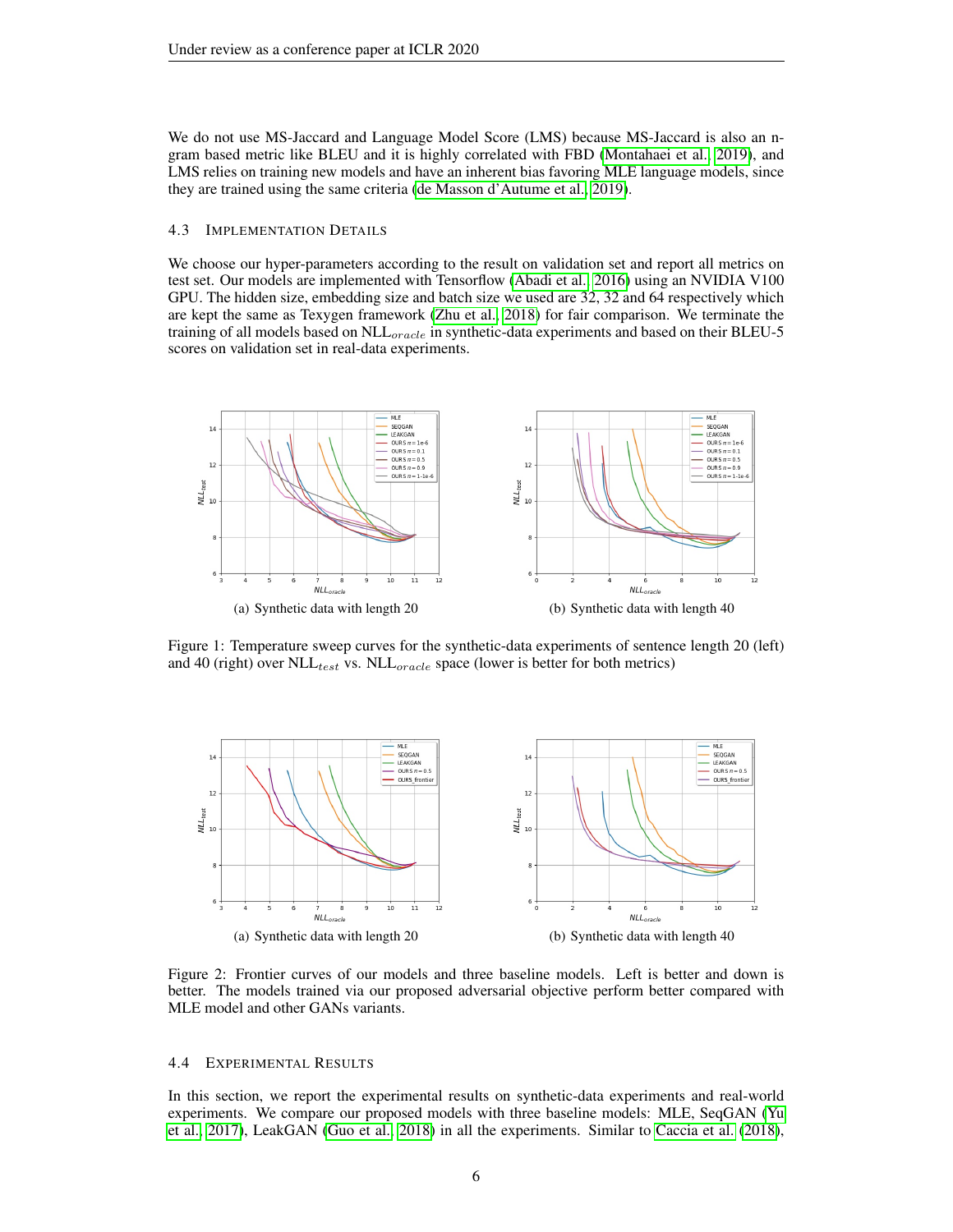We do not use MS-Jaccard and Language Model Score (LMS) because MS-Jaccard is also an n-gram based metric like BLEU and it is highly correlated with FBD (Montahaei et al., 2019), and LMS relies on training new models and have an inherent bias favoring MLE language models, since they are trained using the same criteria (de Masson d'Autume et al., 2019).

### 4.3 Implementation Details

We choose our hyper-parameters according to the result on validation set and report all metrics on test set. Our models are implemented with Tensorflow (Abadi et al., 2016) using an NVIDIA V100 GPU. The hidden size, embedding size and batch size we used are 32, 32 and 64 respectively which are kept the same as Texygen framework (Zhu et al., 2018) for fair comparison. We terminate the training of all models based on $\text{NLL}_{oracle}$ in synthetic-data experiments and based on their BLEU-5 scores on validation set in real-data experiments.

(a) Synthetic data with length 20

(b) Synthetic data with length 40

Figure 1: Temperature sweep curves for the synthetic-data experiments of sentence length 20 (left) and 40 (right) over $\text{NLL}_{test}$ vs. $\text{NLL}_{oracle}$ space (lower is better for both metrics)

(a) Synthetic data with length 20

(b) Synthetic data with length 40

Figure 2: Frontier curves of our models and three baseline models. Left is better and down is better. The models trained via our proposed adversarial objective perform better compared with MLE model and other GANs variants.

### 4.4 Experimental Results

In this section, we report the experimental results on synthetic-data experiments and real-world experiments. We compare our proposed models with three baseline models: MLE, SeqGAN (Yu et al., 2017), LeakGAN (Guo et al., 2018) in all the experiments. Similar to Caccia et al. (2018),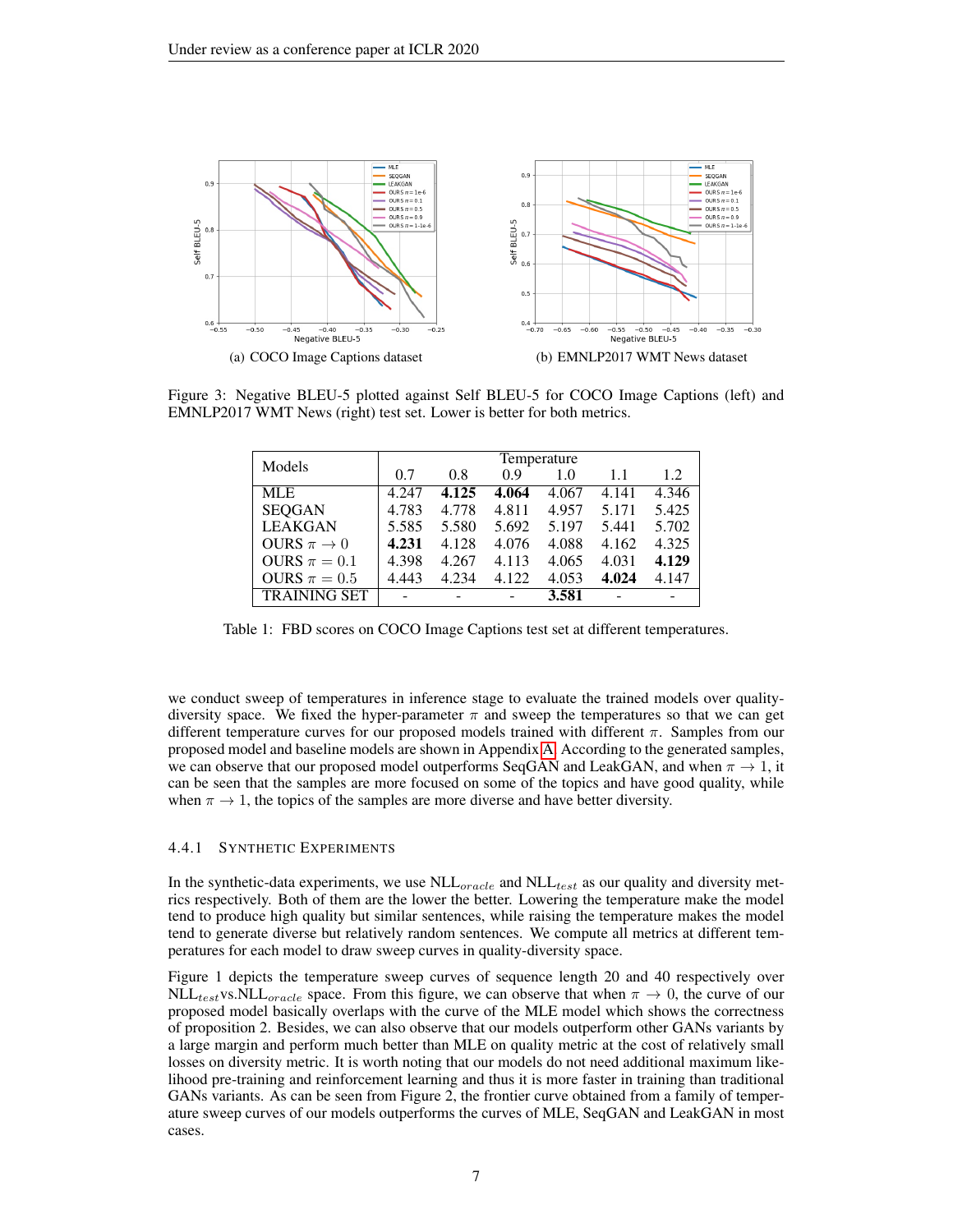(a) COCO Image Captions dataset

(b) EMNLP2017 WMT News dataset

Figure 3: Negative BLEU-5 plotted against Self BLEU-5 for COCO Image Captions (left) and EMNLP2017 WMT News (right) test set. Lower is better for both metrics.

| Models | Temperature | | | | | |
|---|---|---|---|---|---|---|
| | 0.7 | 0.8 | 0.9 | 1.0 | 1.1 | 1.2 |
| MLE | 4.247 | **4.125** | **4.064** | 4.067 | 4.141 | 4.346 |
| SEQGAN | 4.783 | 4.778 | 4.811 | 4.957 | 5.171 | 5.425 |
| LEAKGAN | 5.585 | 5.580 | 5.692 | 5.197 | 5.441 | 5.702 |
| OURS $\pi \to 0$ | **4.231** | 4.128 | 4.076 | 4.088 | 4.162 | 4.325 |
| OURS $\pi = 0.1$ | 4.398 | 4.267 | 4.113 | 4.065 | 4.031 | **4.129** |
| OURS $\pi = 0.5$ | 4.443 | 4.234 | 4.122 | 4.053 | **4.024** | 4.147 |
| TRAINING SET | - | - | - | **3.581** | - | - |

Table 1: FBD scores on COCO Image Captions test set at different temperatures.

we conduct sweep of temperatures in inference stage to evaluate the trained models over quality-diversity space. We fixed the hyper-parameter $\pi$ and sweep the temperatures so that we can get different temperature curves for our proposed models trained with different $\pi$. Samples from our proposed model and baseline models are shown in Appendix A. According to the generated samples, we can observe that our proposed model outperforms SeqGAN and LeakGAN, and when $\pi \to 1$, it can be seen that the samples are more focused on some of the topics and have good quality, while when $\pi \to 1$, the topics of the samples are more diverse and have better diversity.

#### 4.4.1 Synthetic Experiments

In the synthetic-data experiments, we use $\text{NLL}_{oracle}$ and $\text{NLL}_{test}$ as our quality and diversity metrics respectively. Both of them are the lower the better. Lowering the temperature make the model tend to produce high quality but similar sentences, while raising the temperature makes the model tend to generate diverse but relatively random sentences. We compute all metrics at different temperatures for each model to draw sweep curves in quality-diversity space.

Figure 1 depicts the temperature sweep curves of sequence length 20 and 40 respectively over $\text{NLL}_{test}$vs.$\text{NLL}_{oracle}$ space. From this figure, we can observe that when $\pi \to 0$, the curve of our proposed model basically overlaps with the curve of the MLE model which shows the correctness of proposition 2. Besides, we can also observe that our models outperform other GANs variants by a large margin and perform much better than MLE on quality metric at the cost of relatively small losses on diversity metric. It is worth noting that our models do not need additional maximum likelihood pre-training and reinforcement learning and thus it is more faster in training than traditional GANs variants. As can be seen from Figure 2, the frontier curve obtained from a family of temperature sweep curves of our models outperforms the curves of MLE, SeqGAN and LeakGAN in most cases.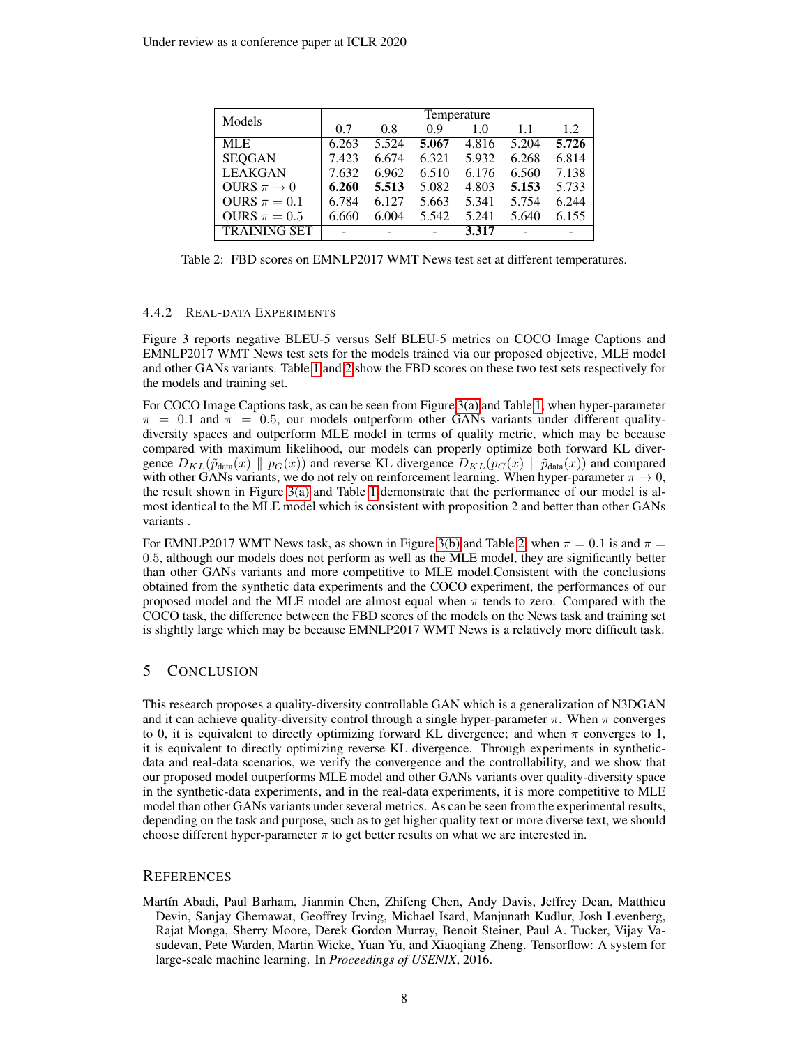| Models | Temperature | | | | | |
|---|---|---|---|---|---|---|
| | 0.7 | 0.8 | 0.9 | 1.0 | 1.1 | 1.2 |
| MLE | 6.263 | 5.524 | **5.067** | 4.816 | 5.204 | **5.726** |
| SEQGAN | 7.423 | 6.674 | 6.321 | 5.932 | 6.268 | 6.814 |
| LEAKGAN | 7.632 | 6.962 | 6.510 | 6.176 | 6.560 | 7.138 |
| OURS $\pi \to 0$ | **6.260** | **5.513** | 5.082 | 4.803 | **5.153** | 5.733 |
| OURS $\pi = 0.1$ | 6.784 | 6.127 | 5.663 | 5.341 | 5.754 | 6.244 |
| OURS $\pi = 0.5$ | 6.660 | 6.004 | 5.542 | 5.241 | 5.640 | 6.155 |
| TRAINING SET | - | - | - | **3.317** | - | - |

Table 2: FBD scores on EMNLP2017 WMT News test set at different temperatures.

#### 4.4.2 REAL-DATA EXPERIMENTS

Figure 3 reports negative BLEU-5 versus Self BLEU-5 metrics on COCO Image Captions and EMNLP2017 WMT News test sets for the models trained via our proposed objective, MLE model and other GANs variants. Table 1 and 2 show the FBD scores on these two test sets respectively for the models and training set.

For COCO Image Captions task, as can be seen from Figure 3(a) and Table 1, when hyper-parameter $\pi = 0.1$ and $\pi = 0.5$, our models outperform other GANs variants under different quality-diversity spaces and outperform MLE model in terms of quality metric, which may be because compared with maximum likelihood, our models can properly optimize both forward KL divergence $D_{KL}(\tilde{p}_{\text{data}}(x) \parallel p_G(x))$ and reverse KL divergence $D_{KL}(p_G(x) \parallel \tilde{p}_{\text{data}}(x))$ and compared with other GANs variants, we do not rely on reinforcement learning. When hyper-parameter $\pi \to 0$, the result shown in Figure 3(a) and Table 1 demonstrate that the performance of our model is almost identical to the MLE model which is consistent with proposition 2 and better than other GANs variants .

For EMNLP2017 WMT News task, as shown in Figure 3(b) and Table 2, when $\pi = 0.1$ is and $\pi = 0.5$, although our models does not perform as well as the MLE model, they are significantly better than other GANs variants and more competitive to MLE model.Consistent with the conclusions obtained from the synthetic data experiments and the COCO experiment, the performances of our proposed model and the MLE model are almost equal when $\pi$ tends to zero. Compared with the COCO task, the difference between the FBD scores of the models on the News task and training set is slightly large which may be because EMNLP2017 WMT News is a relatively more difficult task.

## 5 CONCLUSION

This research proposes a quality-diversity controllable GAN which is a generalization of N3DGAN and it can achieve quality-diversity control through a single hyper-parameter $\pi$. When $\pi$ converges to 0, it is equivalent to directly optimizing forward KL divergence; and when $\pi$ converges to 1, it is equivalent to directly optimizing reverse KL divergence. Through experiments in synthetic-data and real-data scenarios, we verify the convergence and the controllability, and we show that our proposed model outperforms MLE model and other GANs variants over quality-diversity space in the synthetic-data experiments, and in the real-data experiments, it is more competitive to MLE model than other GANs variants under several metrics. As can be seen from the experimental results, depending on the task and purpose, such as to get higher quality text or more diverse text, we should choose different hyper-parameter $\pi$ to get better results on what we are interested in.

## REFERENCES

Martín Abadi, Paul Barham, Jianmin Chen, Zhifeng Chen, Andy Davis, Jeffrey Dean, Matthieu Devin, Sanjay Ghemawat, Geoffrey Irving, Michael Isard, Manjunath Kudlur, Josh Levenberg, Rajat Monga, Sherry Moore, Derek Gordon Murray, Benoit Steiner, Paul A. Tucker, Vijay Vasudevan, Pete Warden, Martin Wicke, Yuan Yu, and Xiaoqiang Zheng. Tensorflow: A system for large-scale machine learning. In *Proceedings of USENIX*, 2016.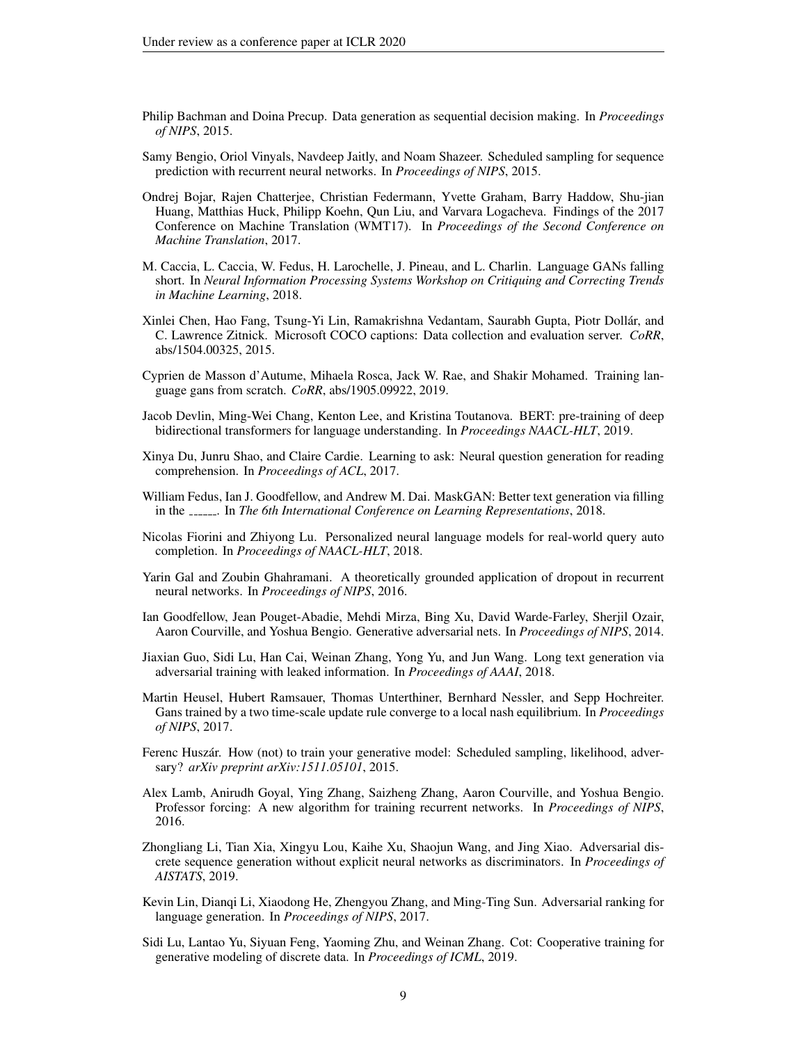Philip Bachman and Doina Precup. Data generation as sequential decision making. In *Proceedings of NIPS*, 2015.

Samy Bengio, Oriol Vinyals, Navdeep Jaitly, and Noam Shazeer. Scheduled sampling for sequence prediction with recurrent neural networks. In *Proceedings of NIPS*, 2015.

Ondrej Bojar, Rajen Chatterjee, Christian Federmann, Yvette Graham, Barry Haddow, Shu-jian Huang, Matthias Huck, Philipp Koehn, Qun Liu, and Varvara Logacheva. Findings of the 2017 Conference on Machine Translation (WMT17). In *Proceedings of the Second Conference on Machine Translation*, 2017.

M. Caccia, L. Caccia, W. Fedus, H. Larochelle, J. Pineau, and L. Charlin. Language GANs falling short. In *Neural Information Processing Systems Workshop on Critiquing and Correcting Trends in Machine Learning*, 2018.

Xinlei Chen, Hao Fang, Tsung-Yi Lin, Ramakrishna Vedantam, Saurabh Gupta, Piotr Dollár, and C. Lawrence Zitnick. Microsoft COCO captions: Data collection and evaluation server. *CoRR*, abs/1504.00325, 2015.

Cyprien de Masson d'Autume, Mihaela Rosca, Jack W. Rae, and Shakir Mohamed. Training language gans from scratch. *CoRR*, abs/1905.09922, 2019.

Jacob Devlin, Ming-Wei Chang, Kenton Lee, and Kristina Toutanova. BERT: pre-training of deep bidirectional transformers for language understanding. In *Proceedings NAACL-HLT*, 2019.

Xinya Du, Junru Shao, and Claire Cardie. Learning to ask: Neural question generation for reading comprehension. In *Proceedings of ACL*, 2017.

William Fedus, Ian J. Goodfellow, and Andrew M. Dai. MaskGAN: Better text generation via filling in the ______. In *The 6th International Conference on Learning Representations*, 2018.

Nicolas Fiorini and Zhiyong Lu. Personalized neural language models for real-world query auto completion. In *Proceedings of NAACL-HLT*, 2018.

Yarin Gal and Zoubin Ghahramani. A theoretically grounded application of dropout in recurrent neural networks. In *Proceedings of NIPS*, 2016.

Ian Goodfellow, Jean Pouget-Abadie, Mehdi Mirza, Bing Xu, David Warde-Farley, Sherjil Ozair, Aaron Courville, and Yoshua Bengio. Generative adversarial nets. In *Proceedings of NIPS*, 2014.

Jiaxian Guo, Sidi Lu, Han Cai, Weinan Zhang, Yong Yu, and Jun Wang. Long text generation via adversarial training with leaked information. In *Proceedings of AAAI*, 2018.

Martin Heusel, Hubert Ramsauer, Thomas Unterthiner, Bernhard Nessler, and Sepp Hochreiter. Gans trained by a two time-scale update rule converge to a local nash equilibrium. In *Proceedings of NIPS*, 2017.

Ferenc Huszár. How (not) to train your generative model: Scheduled sampling, likelihood, adversary? *arXiv preprint arXiv:1511.05101*, 2015.

Alex Lamb, Anirudh Goyal, Ying Zhang, Saizheng Zhang, Aaron Courville, and Yoshua Bengio. Professor forcing: A new algorithm for training recurrent networks. In *Proceedings of NIPS*, 2016.

Zhongliang Li, Tian Xia, Xingyu Lou, Kaihe Xu, Shaojun Wang, and Jing Xiao. Adversarial discrete sequence generation without explicit neural networks as discriminators. In *Proceedings of AISTATS*, 2019.

Kevin Lin, Dianqi Li, Xiaodong He, Zhengyou Zhang, and Ming-Ting Sun. Adversarial ranking for language generation. In *Proceedings of NIPS*, 2017.

Sidi Lu, Lantao Yu, Siyuan Feng, Yaoming Zhu, and Weinan Zhang. Cot: Cooperative training for generative modeling of discrete data. In *Proceedings of ICML*, 2019.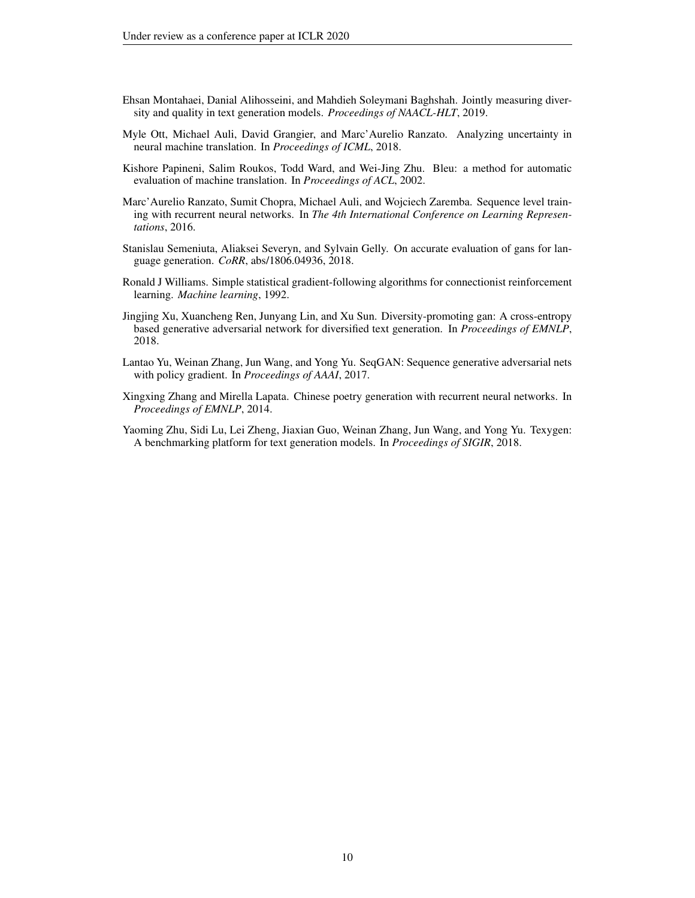Ehsan Montahaei, Danial Alihosseini, and Mahdieh Soleymani Baghshah. Jointly measuring diversity and quality in text generation models. *Proceedings of NAACL-HLT*, 2019.

Myle Ott, Michael Auli, David Grangier, and Marc'Aurelio Ranzato. Analyzing uncertainty in neural machine translation. In *Proceedings of ICML*, 2018.

Kishore Papineni, Salim Roukos, Todd Ward, and Wei-Jing Zhu. Bleu: a method for automatic evaluation of machine translation. In *Proceedings of ACL*, 2002.

Marc'Aurelio Ranzato, Sumit Chopra, Michael Auli, and Wojciech Zaremba. Sequence level training with recurrent neural networks. In *The 4th International Conference on Learning Representations*, 2016.

Stanislau Semeniuta, Aliaksei Severyn, and Sylvain Gelly. On accurate evaluation of gans for language generation. *CoRR*, abs/1806.04936, 2018.

Ronald J Williams. Simple statistical gradient-following algorithms for connectionist reinforcement learning. *Machine learning*, 1992.

Jingjing Xu, Xuancheng Ren, Junyang Lin, and Xu Sun. Diversity-promoting gan: A cross-entropy based generative adversarial network for diversified text generation. In *Proceedings of EMNLP*, 2018.

Lantao Yu, Weinan Zhang, Jun Wang, and Yong Yu. SeqGAN: Sequence generative adversarial nets with policy gradient. In *Proceedings of AAAI*, 2017.

Xingxing Zhang and Mirella Lapata. Chinese poetry generation with recurrent neural networks. In *Proceedings of EMNLP*, 2014.

Yaoming Zhu, Sidi Lu, Lei Zheng, Jiaxian Guo, Weinan Zhang, Jun Wang, and Yong Yu. Texygen: A benchmarking platform for text generation models. In *Proceedings of SIGIR*, 2018.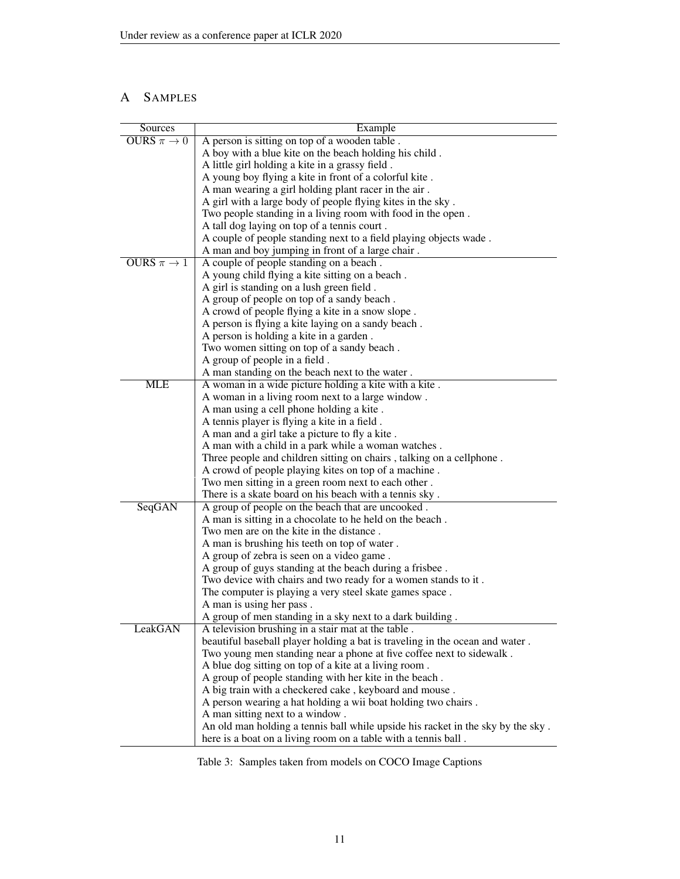# A SAMPLES

| Sources | Example |
|---|---|
| OURS $\pi \to 0$ | A person is sitting on top of a wooden table . |
| | A boy with a blue kite on the beach holding his child . |
| | A little girl holding a kite in a grassy field . |
| | A young boy flying a kite in front of a colorful kite . |
| | A man wearing a girl holding plant racer in the air . |
| | A girl with a large body of people flying kites in the sky . |
| | Two people standing in a living room with food in the open . |
| | A tall dog laying on top of a tennis court . |
| | A couple of people standing next to a field playing objects wade . |
| | A man and boy jumping in front of a large chair . |
| OURS $\pi \to 1$ | A couple of people standing on a beach . |
| | A young child flying a kite sitting on a beach . |
| | A girl is standing on a lush green field . |
| | A group of people on top of a sandy beach . |
| | A crowd of people flying a kite in a snow slope . |
| | A person is flying a kite laying on a sandy beach . |
| | A person is holding a kite in a garden . |
| | Two women sitting on top of a sandy beach . |
| | A group of people in a field . |
| | A man standing on the beach next to the water . |
| MLE | A woman in a wide picture holding a kite with a kite . |
| | A woman in a living room next to a large window . |
| | A man using a cell phone holding a kite . |
| | A tennis player is flying a kite in a field . |
| | A man and a girl take a picture to fly a kite . |
| | A man with a child in a park while a woman watches . |
| | Three people and children sitting on chairs , talking on a cellphone . |
| | A crowd of people playing kites on top of a machine . |
| | Two men sitting in a green room next to each other . |
| | There is a skate board on his beach with a tennis sky . |
| SeqGAN | A group of people on the beach that are uncooked . |
| | A man is sitting in a chocolate to he held on the beach . |
| | Two men are on the kite in the distance . |
| | A man is brushing his teeth on top of water . |
| | A group of zebra is seen on a video game . |
| | A group of guys standing at the beach during a frisbee . |
| | Two device with chairs and two ready for a women stands to it . |
| | The computer is playing a very steel skate games space . |
| | A man is using her pass . |
| | A group of men standing in a sky next to a dark building . |
| LeakGAN | A television brushing in a stair mat at the table . |
| | beautiful baseball player holding a bat is traveling in the ocean and water . |
| | Two young men standing near a phone at five coffee next to sidewalk . |
| | A blue dog sitting on top of a kite at a living room . |
| | A group of people standing with her kite in the beach . |
| | A big train with a checkered cake , keyboard and mouse . |
| | A person wearing a hat holding a wii boat holding two chairs . |
| | A man sitting next to a window . |
| | An old man holding a tennis ball while upside his racket in the sky by the sky . |
| | here is a boat on a living room on a table with a tennis ball . |

Table 3: Samples taken from models on COCO Image Captions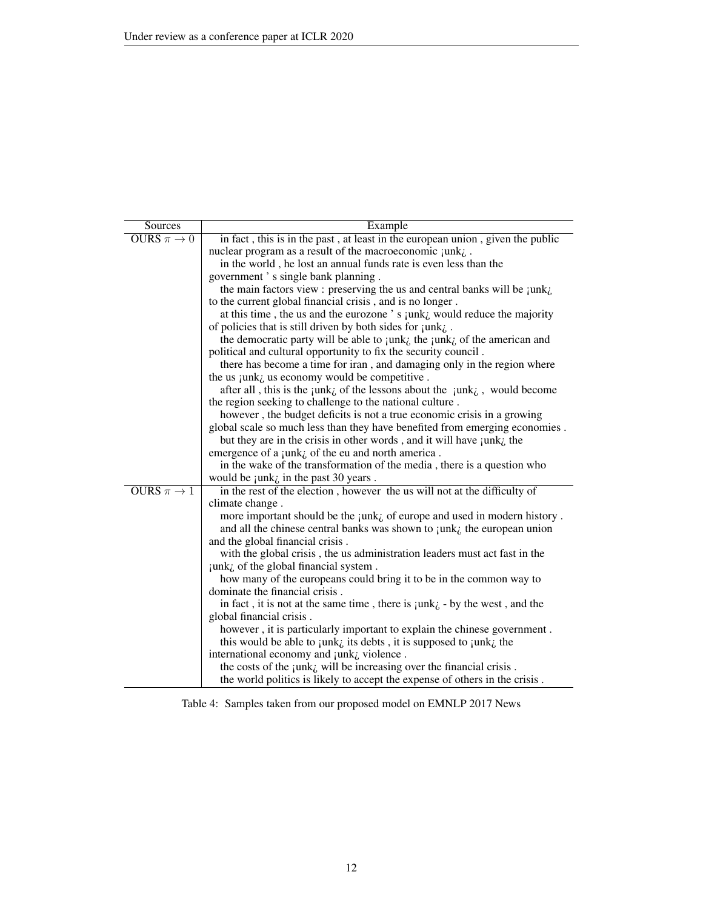| Sources | Example |
|---|---|
| OURS $\pi \to 0$ | in fact , this is in the past , at least in the european union , given the public nuclear program as a result of the macroeconomic ¡unk¿ .<br>in the world , he lost an annual funds rate is even less than the government ' s single bank planning .<br>the main factors view : preserving the us and central banks will be ¡unk¿ to the current global financial crisis , and is no longer .<br>at this time , the us and the eurozone ' s ¡unk¿ would reduce the majority of policies that is still driven by both sides for ¡unk¿ .<br>the democratic party will be able to ¡unk¿ the ¡unk¿ of the american and political and cultural opportunity to fix the security council .<br>there has become a time for iran , and damaging only in the region where the us ¡unk¿ us economy would be competitive .<br>after all , this is the ¡unk¿ of the lessons about the ¡unk¿ , would become the region seeking to challenge to the national culture .<br>however , the budget deficits is not a true economic crisis in a growing global scale so much less than they have benefited from emerging economies .<br>but they are in the crisis in other words , and it will have ¡unk¿ the emergence of a ¡unk¿ of the eu and north america .<br>in the wake of the transformation of the media , there is a question who would be ¡unk¿ in the past 30 years . |
| OURS $\pi \to 1$ | in the rest of the election , however the us will not at the difficulty of climate change .<br>more important should be the ¡unk¿ of europe and used in modern history .<br>and all the chinese central banks was shown to ¡unk¿ the european union and the global financial crisis .<br>with the global crisis , the us administration leaders must act fast in the ¡unk¿ of the global financial system .<br>how many of the europeans could bring it to be in the common way to dominate the financial crisis .<br>in fact , it is not at the same time , there is ¡unk¿ - by the west , and the global financial crisis .<br>however , it is particularly important to explain the chinese government .<br>this would be able to ¡unk¿ its debts , it is supposed to ¡unk¿ the international economy and ¡unk¿ violence .<br>the costs of the ¡unk¿ will be increasing over the financial crisis .<br>the world politics is likely to accept the expense of others in the crisis . |

Table 4: Samples taken from our proposed model on EMNLP 2017 News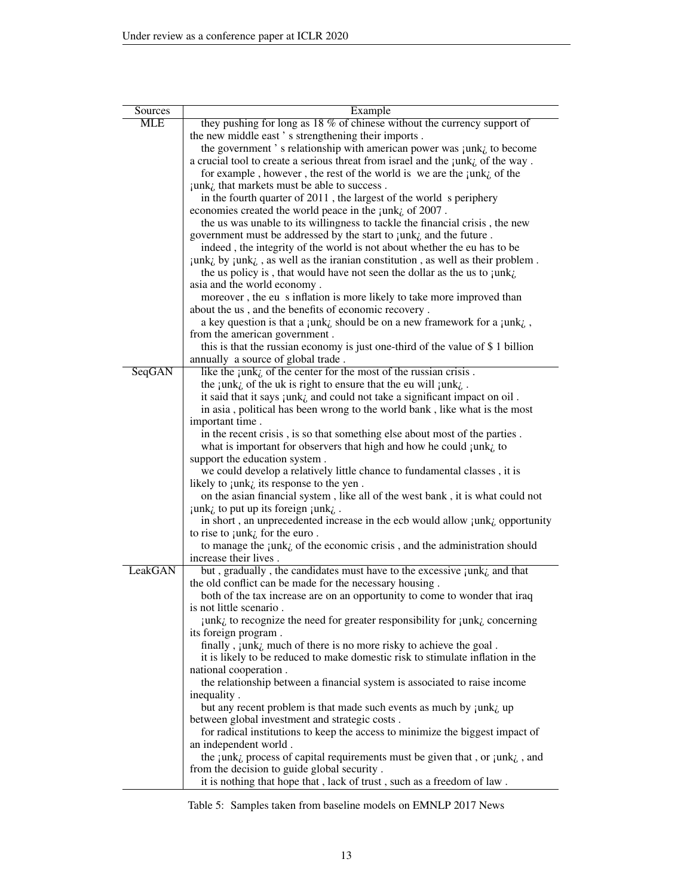| Sources | Example |
|---|---|
| MLE | they pushing for long as 18 % of chinese without the currency support of the new middle east ' s strengthening their imports .<br>the government ' s relationship with american power was ¡unk¿ to become a crucial tool to create a serious threat from israel and the ¡unk¿ of the way .<br>for example , however , the rest of the world is we are the ¡unk¿ of the ¡unk¿ that markets must be able to success .<br>in the fourth quarter of 2011 , the largest of the world s periphery economies created the world peace in the ¡unk¿ of 2007 .<br>the us was unable to its willingness to tackle the financial crisis , the new government must be addressed by the start to ¡unk¿ and the future .<br>indeed , the integrity of the world is not about whether the eu has to be ¡unk¿ by ¡unk¿ , as well as the iranian constitution , as well as their problem .<br>the us policy is , that would have not seen the dollar as the us to ¡unk¿ asia and the world economy .<br>moreover , the eu s inflation is more likely to take more improved than about the us , and the benefits of economic recovery .<br>a key question is that a ¡unk¿ should be on a new framework for a ¡unk¿ , from the american government .<br>this is that the russian economy is just one-third of the value of $ 1 billion annually a source of global trade . |
| SeqGAN | like the ¡unk¿ of the center for the most of the russian crisis .<br>the ¡unk¿ of the uk is right to ensure that the eu will ¡unk¿ .<br>it said that it says ¡unk¿ and could not take a significant impact on oil .<br>in asia , political has been wrong to the world bank , like what is the most important time .<br>in the recent crisis , is so that something else about most of the parties .<br>what is important for observers that high and how he could ¡unk¿ to support the education system .<br>we could develop a relatively little chance to fundamental classes , it is likely to ¡unk¿ its response to the yen .<br>on the asian financial system , like all of the west bank , it is what could not ¡unk¿ to put up its foreign ¡unk¿ .<br>in short , an unprecedented increase in the ecb would allow ¡unk¿ opportunity to rise to ¡unk¿ for the euro .<br>to manage the ¡unk¿ of the economic crisis , and the administration should increase their lives . |
| LeakGAN | but , gradually , the candidates must have to the excessive ¡unk¿ and that the old conflict can be made for the necessary housing .<br>both of the tax increase are on an opportunity to come to wonder that iraq is not little scenario .<br>¡unk¿ to recognize the need for greater responsibility for ¡unk¿ concerning its foreign program .<br>finally , ¡unk¿ much of there is no more risky to achieve the goal .<br>it is likely to be reduced to make domestic risk to stimulate inflation in the national cooperation .<br>the relationship between a financial system is associated to raise income inequality .<br>but any recent problem is that made such events as much by ¡unk¿ up between global investment and strategic costs .<br>for radical institutions to keep the access to minimize the biggest impact of an independent world .<br>the ¡unk¿ process of capital requirements must be given that , or ¡unk¿ , and from the decision to guide global security .<br>it is nothing that hope that , lack of trust , such as a freedom of law . |

Table 5: Samples taken from baseline models on EMNLP 2017 News